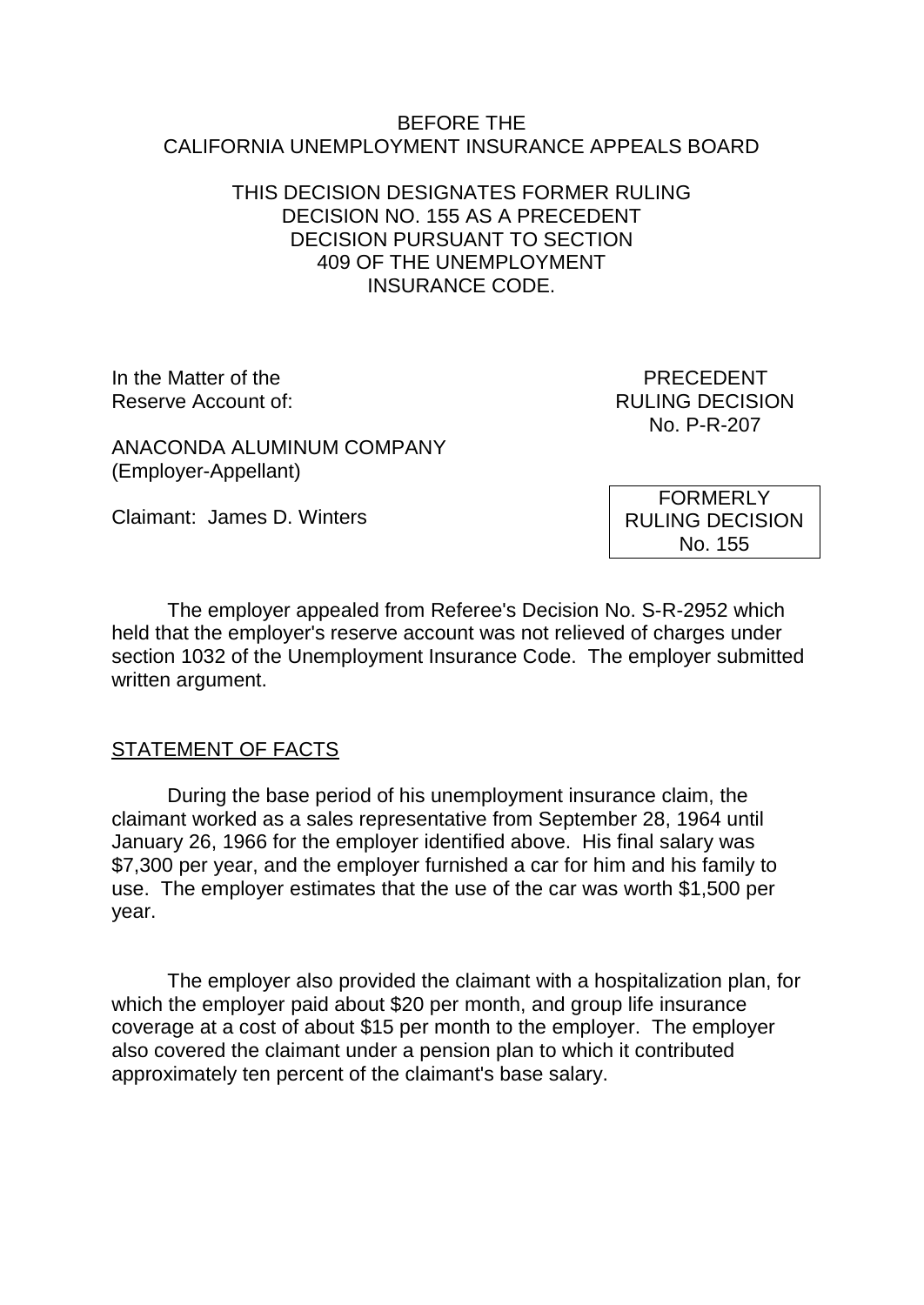BEFORE THE
CALIFORNIA UNEMPLOYMENT INSURANCE APPEALS BOARD

THIS DECISION DESIGNATES FORMER RULING DECISION NO. 155 AS A PRECEDENT DECISION PURSUANT TO SECTION 409 OF THE UNEMPLOYMENT INSURANCE CODE.

In the Matter of the Reserve Account of:

ANACONDA ALUMINUM COMPANY
(Employer-Appellant)

Claimant: James D. Winters

PRECEDENT
RULING DECISION
No. P-R-207

FORMERLY
RULING DECISION
No. 155

The employer appealed from Referee's Decision No. S-R-2952 which held that the employer's reserve account was not relieved of charges under section 1032 of the Unemployment Insurance Code. The employer submitted written argument.

## STATEMENT OF FACTS

During the base period of his unemployment insurance claim, the claimant worked as a sales representative from September 28, 1964 until January 26, 1966 for the employer identified above. His final salary was $7,300 per year, and the employer furnished a car for him and his family to use. The employer estimates that the use of the car was worth $1,500 per year.

The employer also provided the claimant with a hospitalization plan, for which the employer paid about $20 per month, and group life insurance coverage at a cost of about $15 per month to the employer. The employer also covered the claimant under a pension plan to which it contributed approximately ten percent of the claimant's base salary.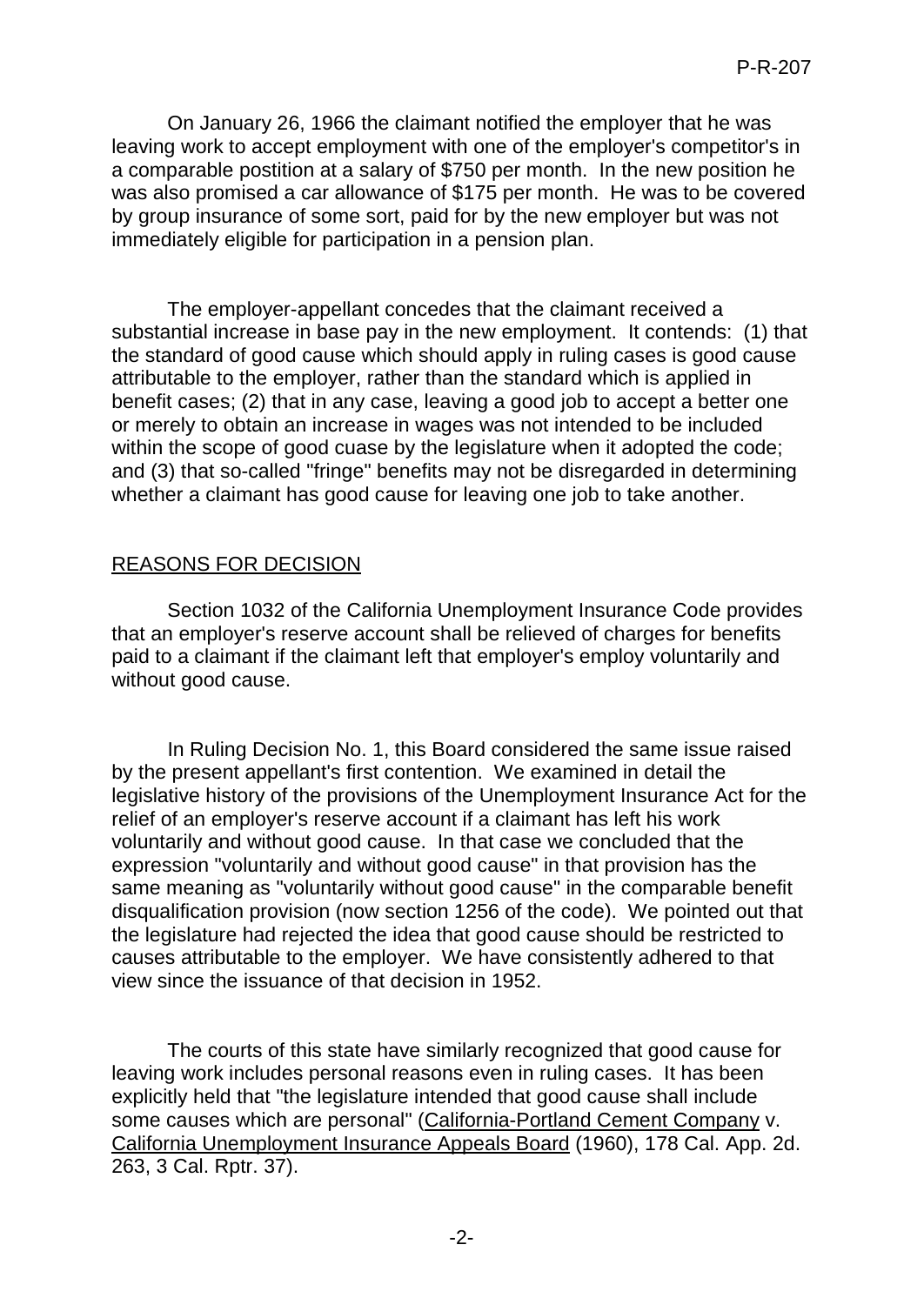On January 26, 1966 the claimant notified the employer that he was leaving work to accept employment with one of the employer's competitor's in a comparable postition at a salary of $750 per month. In the new position he was also promised a car allowance of $175 per month. He was to be covered by group insurance of some sort, paid for by the new employer but was not immediately eligible for participation in a pension plan.

The employer-appellant concedes that the claimant received a substantial increase in base pay in the new employment. It contends: (1) that the standard of good cause which should apply in ruling cases is good cause attributable to the employer, rather than the standard which is applied in benefit cases; (2) that in any case, leaving a good job to accept a better one or merely to obtain an increase in wages was not intended to be included within the scope of good cuase by the legislature when it adopted the code; and (3) that so-called "fringe" benefits may not be disregarded in determining whether a claimant has good cause for leaving one job to take another.

## REASONS FOR DECISION

Section 1032 of the California Unemployment Insurance Code provides that an employer's reserve account shall be relieved of charges for benefits paid to a claimant if the claimant left that employer's employ voluntarily and without good cause.

In Ruling Decision No. 1, this Board considered the same issue raised by the present appellant's first contention. We examined in detail the legislative history of the provisions of the Unemployment Insurance Act for the relief of an employer's reserve account if a claimant has left his work voluntarily and without good cause. In that case we concluded that the expression "voluntarily and without good cause" in that provision has the same meaning as "voluntarily without good cause" in the comparable benefit disqualification provision (now section 1256 of the code). We pointed out that the legislature had rejected the idea that good cause should be restricted to causes attributable to the employer. We have consistently adhered to that view since the issuance of that decision in 1952.

The courts of this state have similarly recognized that good cause for leaving work includes personal reasons even in ruling cases. It has been explicitly held that "the legislature intended that good cause shall include some causes which are personal" (California-Portland Cement Company v. California Unemployment Insurance Appeals Board (1960), 178 Cal. App. 2d. 263, 3 Cal. Rptr. 37).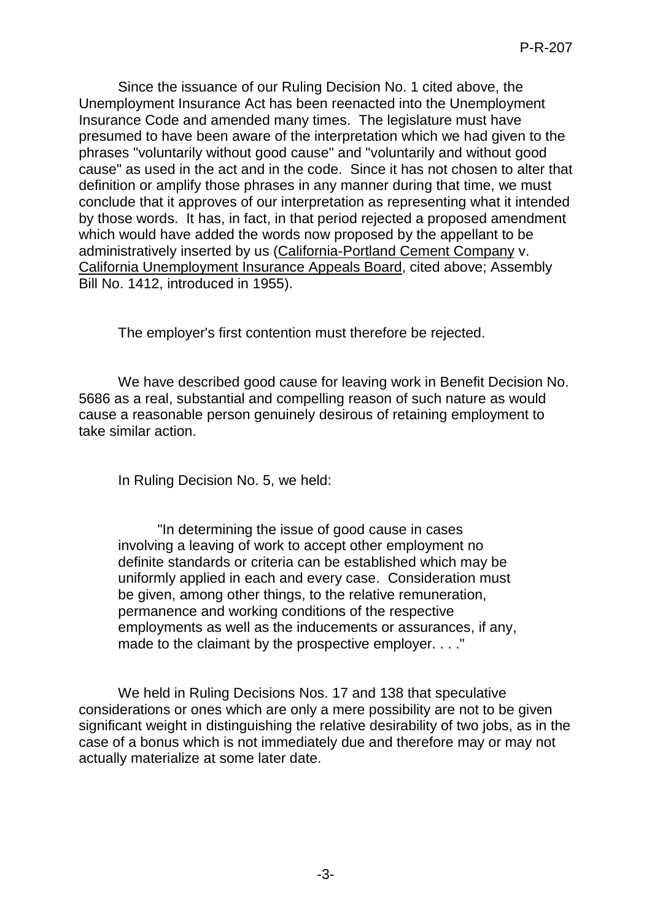Since the issuance of our Ruling Decision No. 1 cited above, the Unemployment Insurance Act has been reenacted into the Unemployment Insurance Code and amended many times. The legislature must have presumed to have been aware of the interpretation which we had given to the phrases "voluntarily without good cause" and "voluntarily and without good cause" as used in the act and in the code. Since it has not chosen to alter that definition or amplify those phrases in any manner during that time, we must conclude that it approves of our interpretation as representing what it intended by those words. It has, in fact, in that period rejected a proposed amendment which would have added the words now proposed by the appellant to be administratively inserted by us (California-Portland Cement Company v. California Unemployment Insurance Appeals Board, cited above; Assembly Bill No. 1412, introduced in 1955).

The employer's first contention must therefore be rejected.

We have described good cause for leaving work in Benefit Decision No. 5686 as a real, substantial and compelling reason of such nature as would cause a reasonable person genuinely desirous of retaining employment to take similar action.

In Ruling Decision No. 5, we held:

> "In determining the issue of good cause in cases involving a leaving of work to accept other employment no definite standards or criteria can be established which may be uniformly applied in each and every case. Consideration must be given, among other things, to the relative remuneration, permanence and working conditions of the respective employments as well as the inducements or assurances, if any, made to the claimant by the prospective employer. . . ."

We held in Ruling Decisions Nos. 17 and 138 that speculative considerations or ones which are only a mere possibility are not to be given significant weight in distinguishing the relative desirability of two jobs, as in the case of a bonus which is not immediately due and therefore may or may not actually materialize at some later date.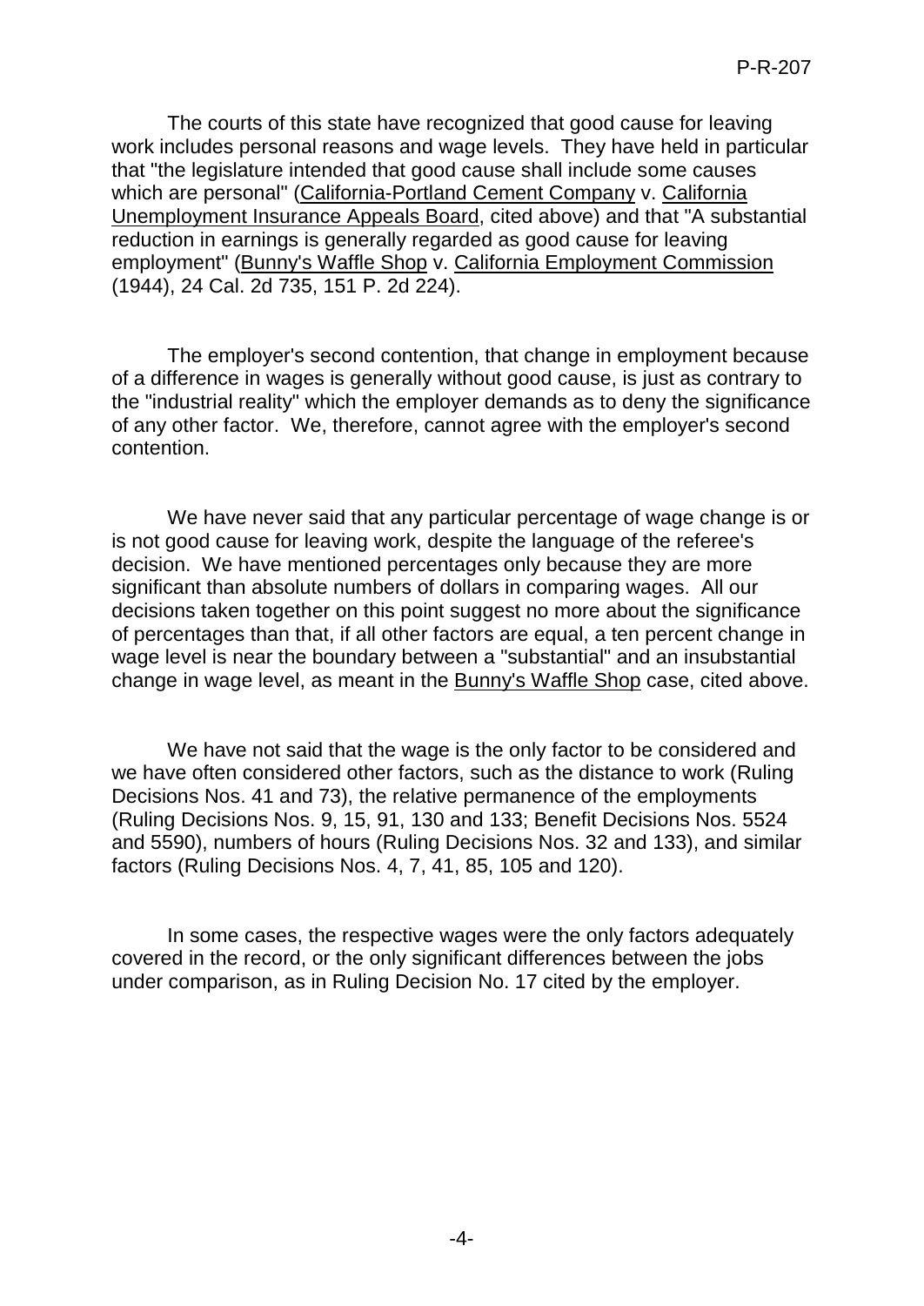The courts of this state have recognized that good cause for leaving work includes personal reasons and wage levels. They have held in particular that "the legislature intended that good cause shall include some causes which are personal" (California-Portland Cement Company v. California Unemployment Insurance Appeals Board, cited above) and that "A substantial reduction in earnings is generally regarded as good cause for leaving employment" (Bunny's Waffle Shop v. California Employment Commission (1944), 24 Cal. 2d 735, 151 P. 2d 224).

The employer's second contention, that change in employment because of a difference in wages is generally without good cause, is just as contrary to the "industrial reality" which the employer demands as to deny the significance of any other factor. We, therefore, cannot agree with the employer's second contention.

We have never said that any particular percentage of wage change is or is not good cause for leaving work, despite the language of the referee's decision. We have mentioned percentages only because they are more significant than absolute numbers of dollars in comparing wages. All our decisions taken together on this point suggest no more about the significance of percentages than that, if all other factors are equal, a ten percent change in wage level is near the boundary between a "substantial" and an insubstantial change in wage level, as meant in the Bunny's Waffle Shop case, cited above.

We have not said that the wage is the only factor to be considered and we have often considered other factors, such as the distance to work (Ruling Decisions Nos. 41 and 73), the relative permanence of the employments (Ruling Decisions Nos. 9, 15, 91, 130 and 133; Benefit Decisions Nos. 5524 and 5590), numbers of hours (Ruling Decisions Nos. 32 and 133), and similar factors (Ruling Decisions Nos. 4, 7, 41, 85, 105 and 120).

In some cases, the respective wages were the only factors adequately covered in the record, or the only significant differences between the jobs under comparison, as in Ruling Decision No. 17 cited by the employer.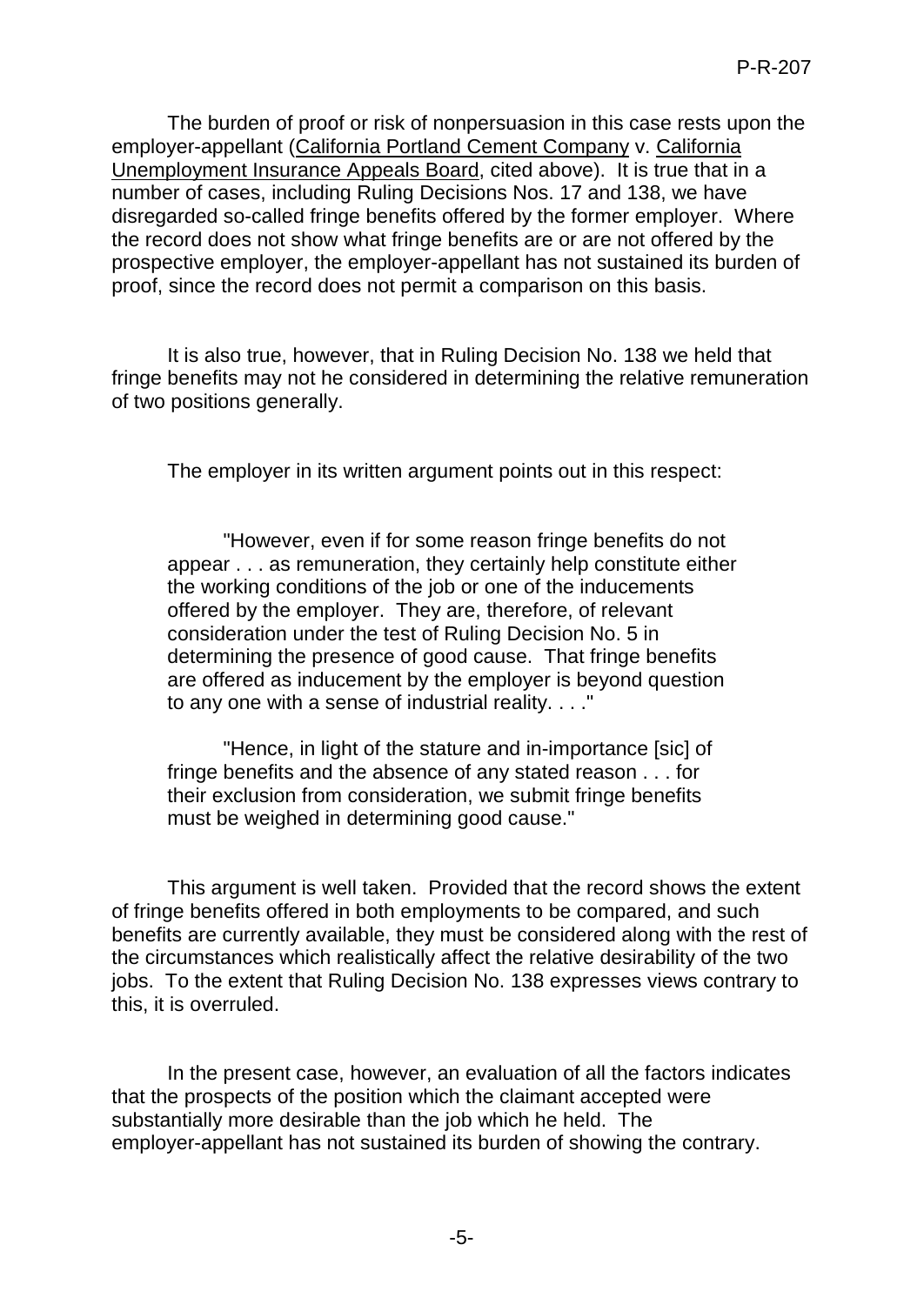The burden of proof or risk of nonpersuasion in this case rests upon the employer-appellant (California Portland Cement Company v. California Unemployment Insurance Appeals Board, cited above). It is true that in a number of cases, including Ruling Decisions Nos. 17 and 138, we have disregarded so-called fringe benefits offered by the former employer. Where the record does not show what fringe benefits are or are not offered by the prospective employer, the employer-appellant has not sustained its burden of proof, since the record does not permit a comparison on this basis.

It is also true, however, that in Ruling Decision No. 138 we held that fringe benefits may not he considered in determining the relative remuneration of two positions generally.

The employer in its written argument points out in this respect:

> "However, even if for some reason fringe benefits do not appear . . . as remuneration, they certainly help constitute either the working conditions of the job or one of the inducements offered by the employer. They are, therefore, of relevant consideration under the test of Ruling Decision No. 5 in determining the presence of good cause. That fringe benefits are offered as inducement by the employer is beyond question to any one with a sense of industrial reality. . . ."
>
> "Hence, in light of the stature and in-importance [sic] of fringe benefits and the absence of any stated reason . . . for their exclusion from consideration, we submit fringe benefits must be weighed in determining good cause."

This argument is well taken. Provided that the record shows the extent of fringe benefits offered in both employments to be compared, and such benefits are currently available, they must be considered along with the rest of the circumstances which realistically affect the relative desirability of the two jobs. To the extent that Ruling Decision No. 138 expresses views contrary to this, it is overruled.

In the present case, however, an evaluation of all the factors indicates that the prospects of the position which the claimant accepted were substantially more desirable than the job which he held. The employer-appellant has not sustained its burden of showing the contrary.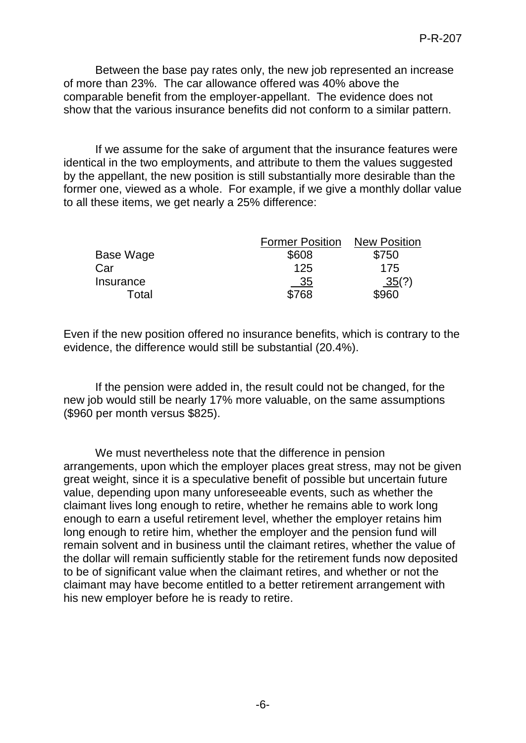Between the base pay rates only, the new job represented an increase of more than 23%. The car allowance offered was 40% above the comparable benefit from the employer-appellant. The evidence does not show that the various insurance benefits did not conform to a similar pattern.

If we assume for the sake of argument that the insurance features were identical in the two employments, and attribute to them the values suggested by the appellant, the new position is still substantially more desirable than the former one, viewed as a whole. For example, if we give a monthly dollar value to all these items, we get nearly a 25% difference:

| | Former Position | New Position |
|---|---|---|
| Base Wage | \$608 | \$750 |
| Car | 125 | 175 |
| Insurance | 35 | 35(?) |
| Total | \$768 | \$960 |

Even if the new position offered no insurance benefits, which is contrary to the evidence, the difference would still be substantial (20.4%).

If the pension were added in, the result could not be changed, for the new job would still be nearly 17% more valuable, on the same assumptions (\$960 per month versus \$825).

We must nevertheless note that the difference in pension arrangements, upon which the employer places great stress, may not be given great weight, since it is a speculative benefit of possible but uncertain future value, depending upon many unforeseeable events, such as whether the claimant lives long enough to retire, whether he remains able to work long enough to earn a useful retirement level, whether the employer retains him long enough to retire him, whether the employer and the pension fund will remain solvent and in business until the claimant retires, whether the value of the dollar will remain sufficiently stable for the retirement funds now deposited to be of significant value when the claimant retires, and whether or not the claimant may have become entitled to a better retirement arrangement with his new employer before he is ready to retire.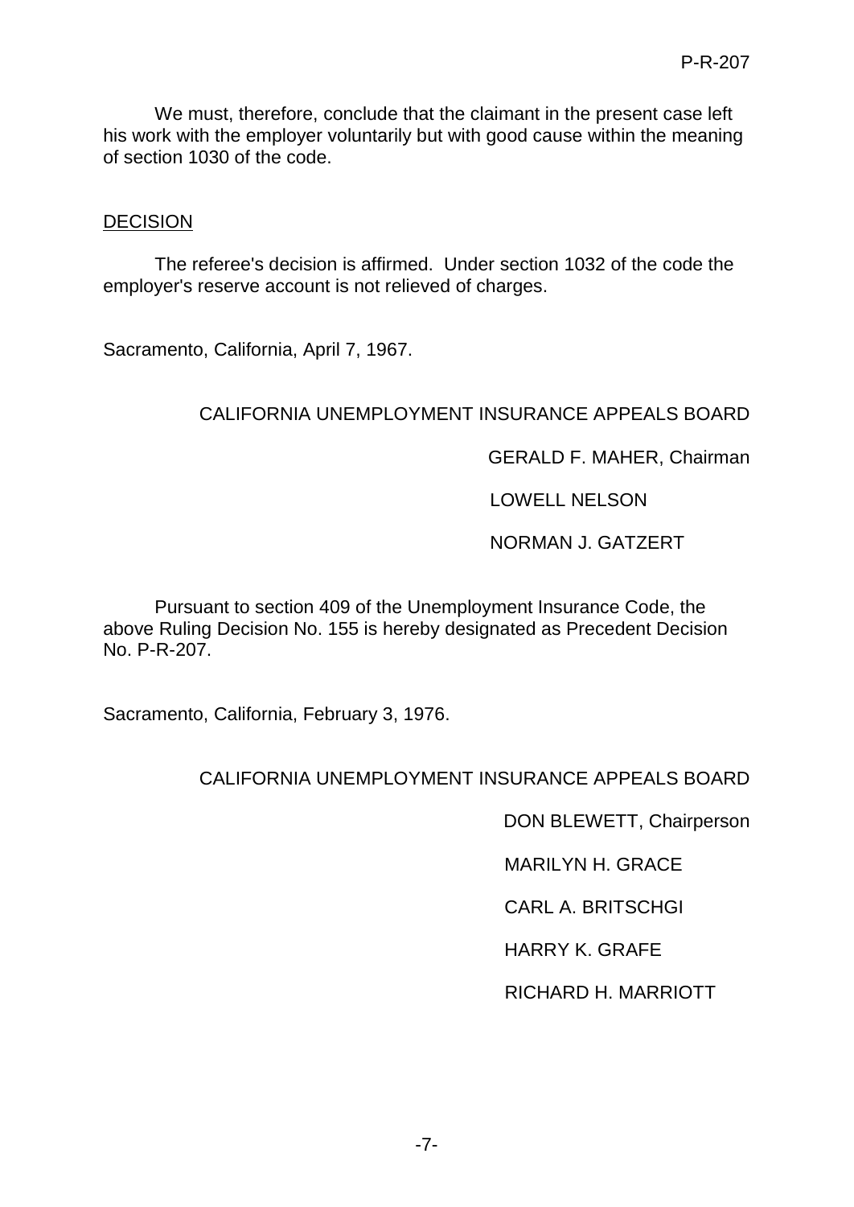We must, therefore, conclude that the claimant in the present case left his work with the employer voluntarily but with good cause within the meaning of section 1030 of the code.

## DECISION

The referee's decision is affirmed. Under section 1032 of the code the employer's reserve account is not relieved of charges.

Sacramento, California, April 7, 1967.

CALIFORNIA UNEMPLOYMENT INSURANCE APPEALS BOARD

GERALD F. MAHER, Chairman

LOWELL NELSON

NORMAN J. GATZERT

Pursuant to section 409 of the Unemployment Insurance Code, the above Ruling Decision No. 155 is hereby designated as Precedent Decision No. P-R-207.

Sacramento, California, February 3, 1976.

CALIFORNIA UNEMPLOYMENT INSURANCE APPEALS BOARD

DON BLEWETT, Chairperson

MARILYN H. GRACE

CARL A. BRITSCHGI

HARRY K. GRAFE

RICHARD H. MARRIOTT